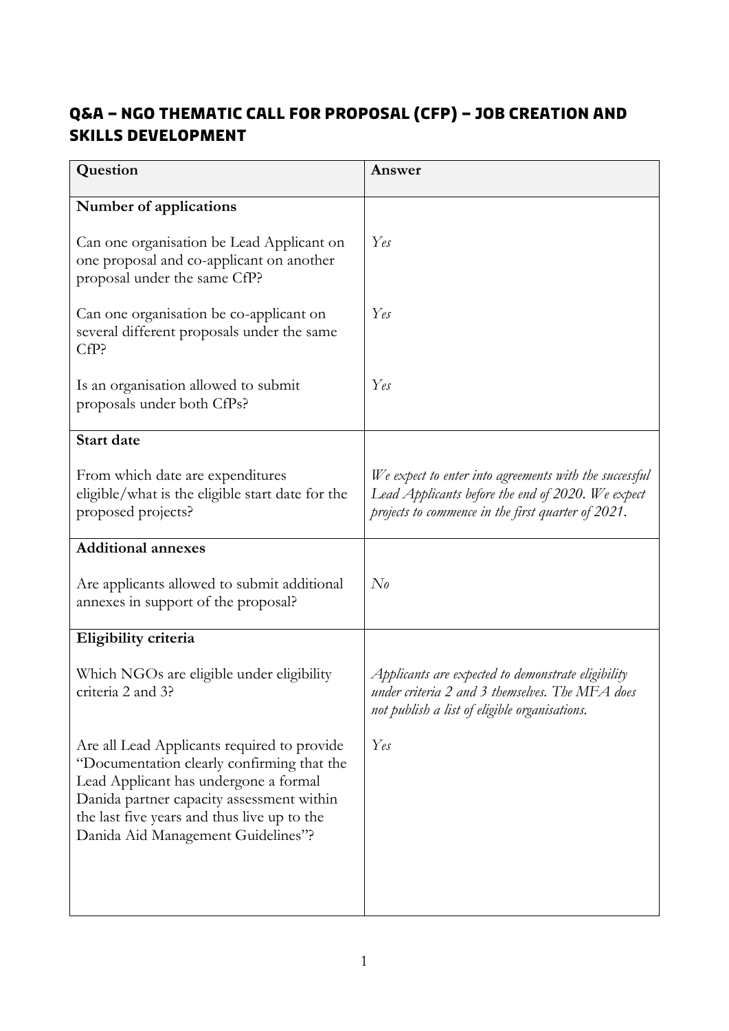## Q&A – NGO THEMATIC CALL FOR PROPOSAL (CFP) – JOB CREATION AND SKILLS DEVELOPMENT

| Question | Answer |
|---|---|
| **Number of applications** | |
| Can one organisation be Lead Applicant on one proposal and co-applicant on another proposal under the same CfP? | *Yes* |
| Can one organisation be co-applicant on several different proposals under the same CfP? | *Yes* |
| Is an organisation allowed to submit proposals under both CfPs? | *Yes* |
| **Start date** | |
| From which date are expenditures eligible/what is the eligible start date for the proposed projects? | *We expect to enter into agreements with the successful Lead Applicants before the end of 2020. We expect projects to commence in the first quarter of 2021.* |
| **Additional annexes** | |
| Are applicants allowed to submit additional annexes in support of the proposal? | *No* |
| **Eligibility criteria** | |
| Which NGOs are eligible under eligibility criteria 2 and 3? | *Applicants are expected to demonstrate eligibility under criteria 2 and 3 themselves. The MFA does not publish a list of eligible organisations.* |
| Are all Lead Applicants required to provide "Documentation clearly confirming that the Lead Applicant has undergone a formal Danida partner capacity assessment within the last five years and thus live up to the Danida Aid Management Guidelines"? | *Yes* |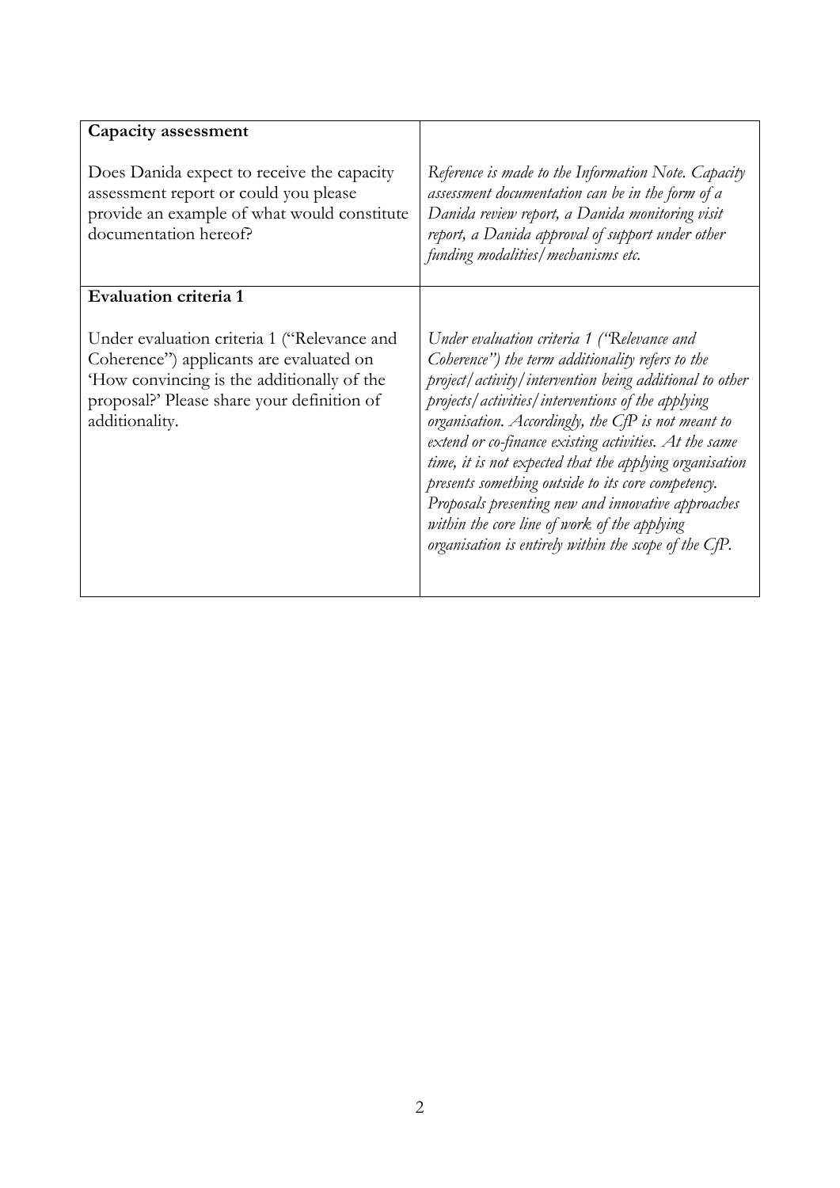| | |
|---|---|
| **Capacity assessment**<br><br>Does Danida expect to receive the capacity assessment report or could you please provide an example of what would constitute documentation hereof? | *Reference is made to the Information Note. Capacity assessment documentation can be in the form of a Danida review report, a Danida monitoring visit report, a Danida approval of support under other funding modalities/mechanisms etc.* |
| **Evaluation criteria 1**<br><br>Under evaluation criteria 1 ("Relevance and Coherence") applicants are evaluated on 'How convincing is the additionally of the proposal?' Please share your definition of additionality. | *Under evaluation criteria 1 ("Relevance and Coherence") the term additionality refers to the project/activity/intervention being additional to other projects/activities/interventions of the applying organisation. Accordingly, the CfP is not meant to extend or co-finance existing activities. At the same time, it is not expected that the applying organisation presents something outside to its core competency. Proposals presenting new and innovative approaches within the core line of work of the applying organisation is entirely within the scope of the CfP.* |